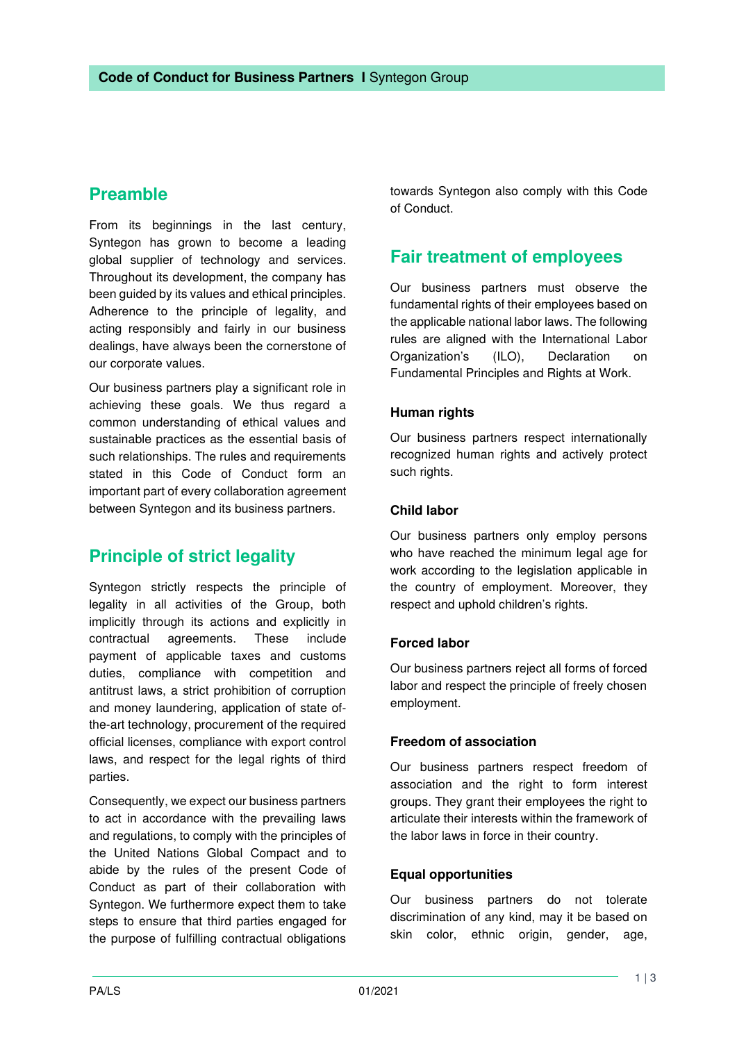## Preamble

From its beginnings in the last century, Syntegon has grown to become a leading global supplier of technology and services. Throughout its development, the company has been guided by its values and ethical principles. Adherence to the principle of legality, and acting responsibly and fairly in our business dealings, have always been the cornerstone of our corporate values.

Our business partners play a significant role in achieving these goals. We thus regard a common understanding of ethical values and sustainable practices as the essential basis of such relationships. The rules and requirements stated in this Code of Conduct form an important part of every collaboration agreement between Syntegon and its business partners.

## Principle of strict legality

Syntegon strictly respects the principle of legality in all activities of the Group, both implicitly through its actions and explicitly in contractual agreements. These include payment of applicable taxes and customs duties, compliance with competition and antitrust laws, a strict prohibition of corruption and money laundering, application of state of-the-art technology, procurement of the required official licenses, compliance with export control laws, and respect for the legal rights of third parties.

Consequently, we expect our business partners to act in accordance with the prevailing laws and regulations, to comply with the principles of the United Nations Global Compact and to abide by the rules of the present Code of Conduct as part of their collaboration with Syntegon. We furthermore expect them to take steps to ensure that third parties engaged for the purpose of fulfilling contractual obligations towards Syntegon also comply with this Code of Conduct.

## Fair treatment of employees

Our business partners must observe the fundamental rights of their employees based on the applicable national labor laws. The following rules are aligned with the International Labor Organization's (ILO), Declaration on Fundamental Principles and Rights at Work.

### Human rights

Our business partners respect internationally recognized human rights and actively protect such rights.

### Child labor

Our business partners only employ persons who have reached the minimum legal age for work according to the legislation applicable in the country of employment. Moreover, they respect and uphold children's rights.

### Forced labor

Our business partners reject all forms of forced labor and respect the principle of freely chosen employment.

### Freedom of association

Our business partners respect freedom of association and the right to form interest groups. They grant their employees the right to articulate their interests within the framework of the labor laws in force in their country.

### Equal opportunities

Our business partners do not tolerate discrimination of any kind, may it be based on skin color, ethnic origin, gender, age,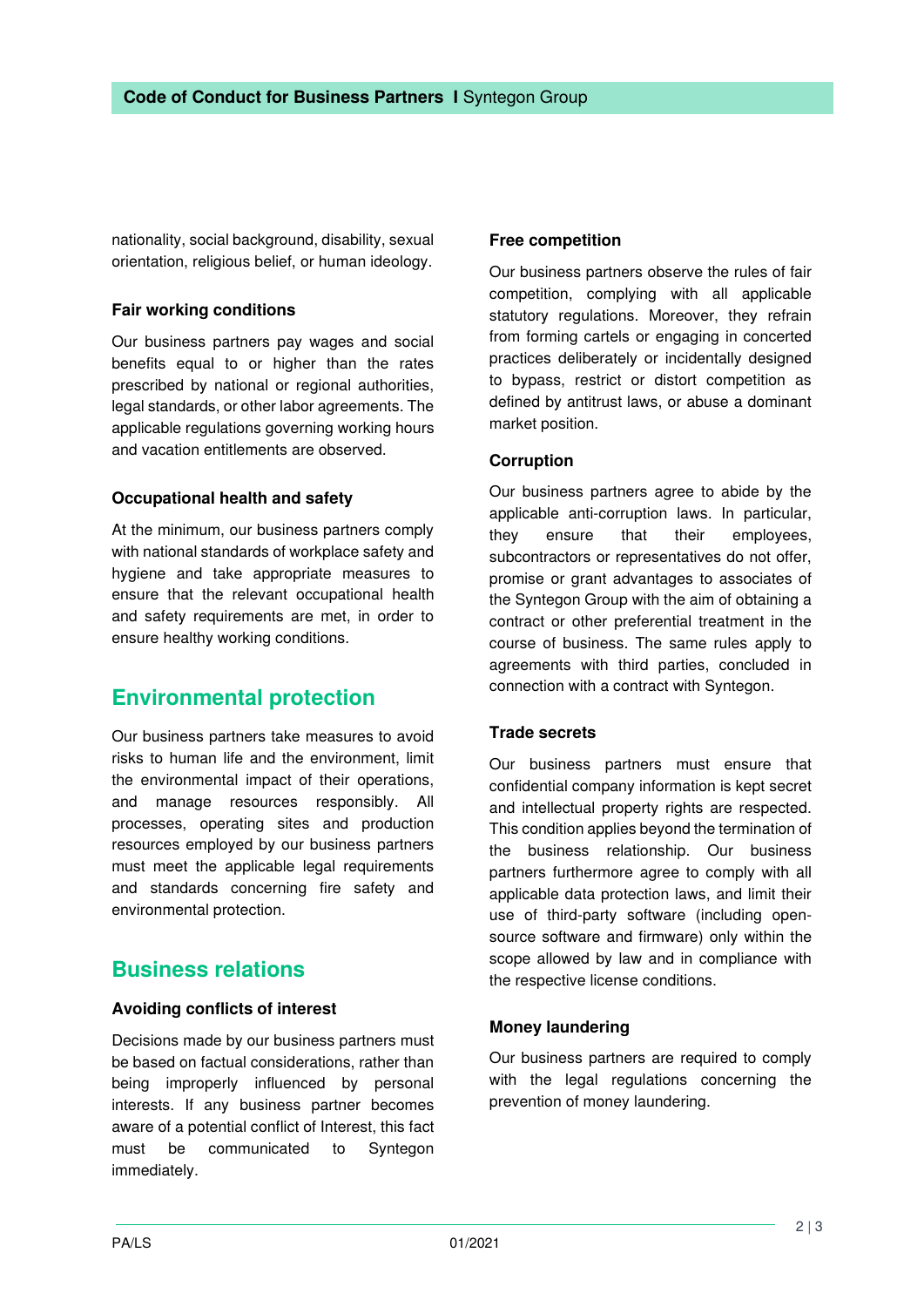nationality, social background, disability, sexual orientation, religious belief, or human ideology.

### Fair working conditions

Our business partners pay wages and social benefits equal to or higher than the rates prescribed by national or regional authorities, legal standards, or other labor agreements. The applicable regulations governing working hours and vacation entitlements are observed.

### Occupational health and safety

At the minimum, our business partners comply with national standards of workplace safety and hygiene and take appropriate measures to ensure that the relevant occupational health and safety requirements are met, in order to ensure healthy working conditions.

## Environmental protection

Our business partners take measures to avoid risks to human life and the environment, limit the environmental impact of their operations, and manage resources responsibly. All processes, operating sites and production resources employed by our business partners must meet the applicable legal requirements and standards concerning fire safety and environmental protection.

## Business relations

### Avoiding conflicts of interest

Decisions made by our business partners must be based on factual considerations, rather than being improperly influenced by personal interests. If any business partner becomes aware of a potential conflict of Interest, this fact must be communicated to Syntegon immediately.

### Free competition

Our business partners observe the rules of fair competition, complying with all applicable statutory regulations. Moreover, they refrain from forming cartels or engaging in concerted practices deliberately or incidentally designed to bypass, restrict or distort competition as defined by antitrust laws, or abuse a dominant market position.

### Corruption

Our business partners agree to abide by the applicable anti-corruption laws. In particular, they ensure that their employees, subcontractors or representatives do not offer, promise or grant advantages to associates of the Syntegon Group with the aim of obtaining a contract or other preferential treatment in the course of business. The same rules apply to agreements with third parties, concluded in connection with a contract with Syntegon.

### Trade secrets

Our business partners must ensure that confidential company information is kept secret and intellectual property rights are respected. This condition applies beyond the termination of the business relationship. Our business partners furthermore agree to comply with all applicable data protection laws, and limit their use of third-party software (including open-source software and firmware) only within the scope allowed by law and in compliance with the respective license conditions.

### Money laundering

Our business partners are required to comply with the legal regulations concerning the prevention of money laundering.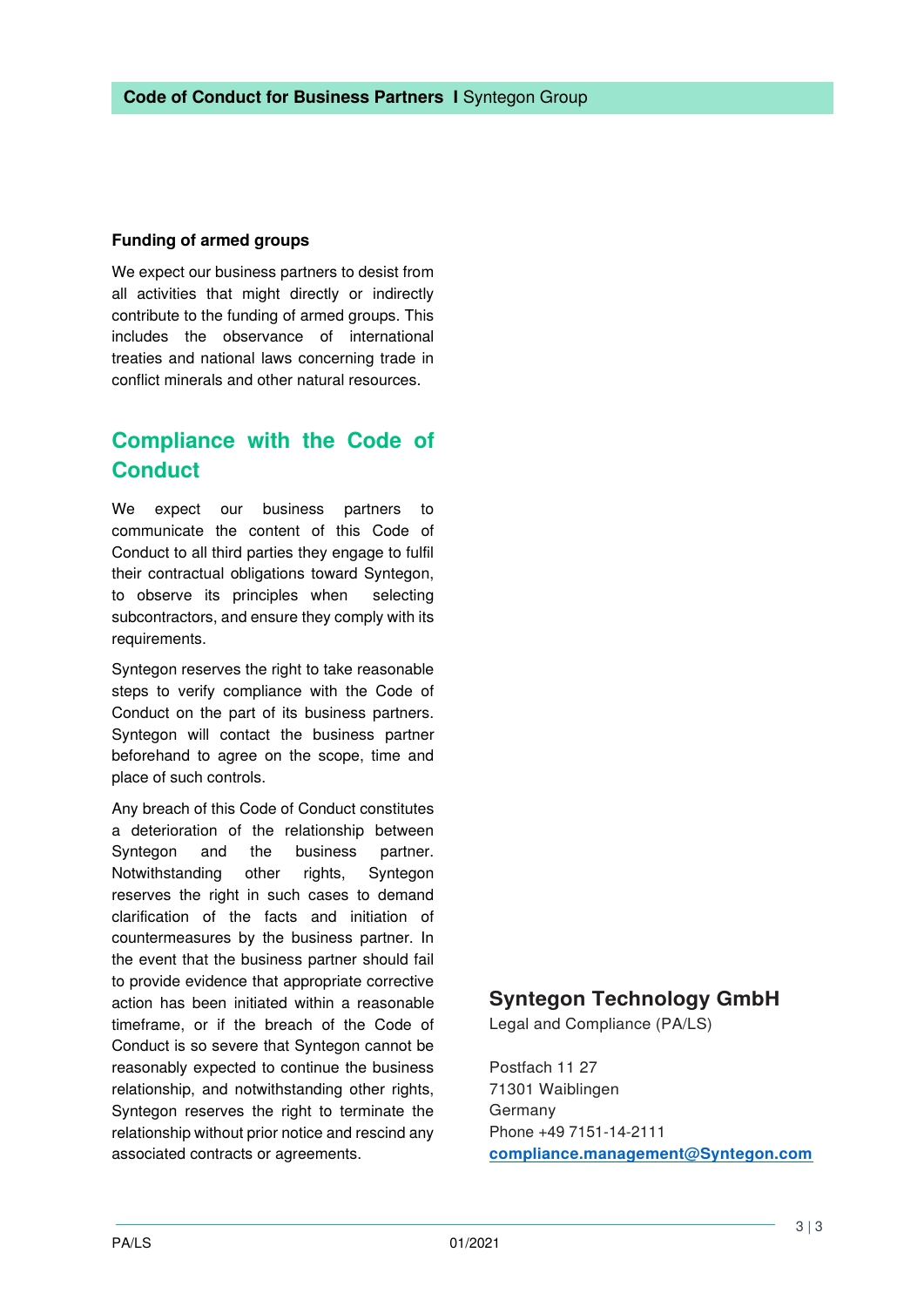### Funding of armed groups

We expect our business partners to desist from all activities that might directly or indirectly contribute to the funding of armed groups. This includes the observance of international treaties and national laws concerning trade in conflict minerals and other natural resources.

## Compliance with the Code of Conduct

We expect our business partners to communicate the content of this Code of Conduct to all third parties they engage to fulfil their contractual obligations toward Syntegon, to observe its principles when selecting subcontractors, and ensure they comply with its requirements.

Syntegon reserves the right to take reasonable steps to verify compliance with the Code of Conduct on the part of its business partners. Syntegon will contact the business partner beforehand to agree on the scope, time and place of such controls.

Any breach of this Code of Conduct constitutes a deterioration of the relationship between Syntegon and the business partner. Notwithstanding other rights, Syntegon reserves the right in such cases to demand clarification of the facts and initiation of countermeasures by the business partner. In the event that the business partner should fail to provide evidence that appropriate corrective action has been initiated within a reasonable timeframe, or if the breach of the Code of Conduct is so severe that Syntegon cannot be reasonably expected to continue the business relationship, and notwithstanding other rights, Syntegon reserves the right to terminate the relationship without prior notice and rescind any associated contracts or agreements.

**Syntegon Technology GmbH**
Legal and Compliance (PA/LS)

Postfach 11 27
71301 Waiblingen
Germany
Phone +49 7151-14-2111
**compliance.management@Syntegon.com**